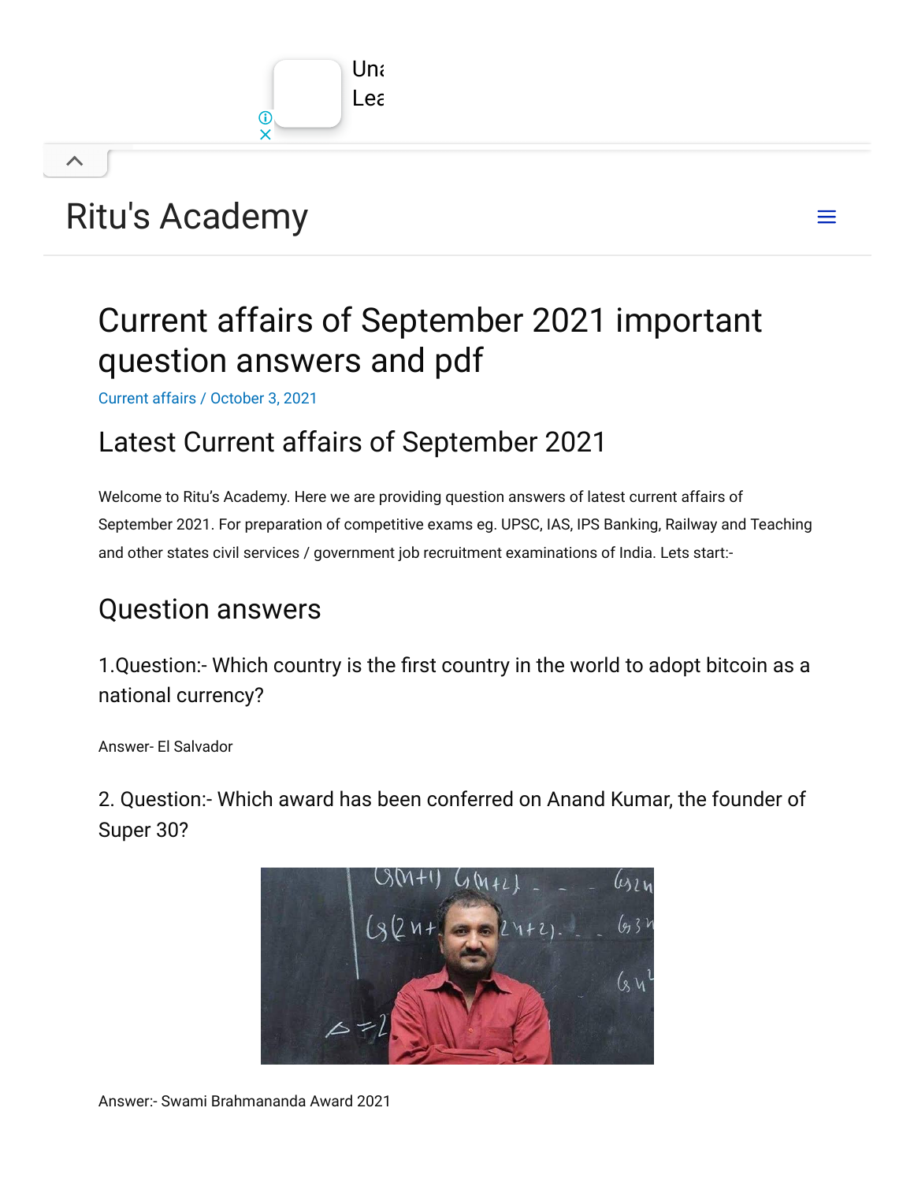Ritu's Academy

# Current affairs of September 2021 important question answers and pdf

Current affairs / October 3, 2021

## Latest Current affairs of September 2021

Welcome to Ritu's Academy. Here we are providing question answers of latest current affairs of September 2021. For preparation of competitive exams eg. UPSC, IAS, IPS Banking, Railway and Teaching and other states civil services / government job recruitment examinations of India. Lets start:-

## Question answers

### 1.Question:- Which country is the first country in the world to adopt bitcoin as a national currency?

Answer- El Salvador

### 2. Question:- Which award has been conferred on Anand Kumar, the founder of Super 30?

Answer:- Swami Brahmananda Award 2021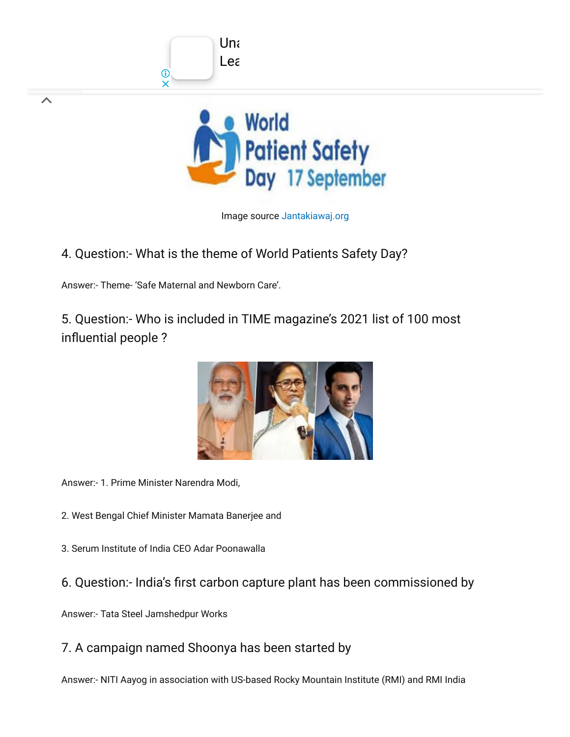Image source Jantakiawaj.org

### 4. Question:- What is the theme of World Patients Safety Day?

Answer:- Theme- 'Safe Maternal and Newborn Care'.

### 5. Question:- Who is included in TIME magazine's 2021 list of 100 most influential people ?

Answer:- 1. Prime Minister Narendra Modi,

2. West Bengal Chief Minister Mamata Banerjee and

3. Serum Institute of India CEO Adar Poonawalla

### 6. Question:- India's first carbon capture plant has been commissioned by

Answer:- Tata Steel Jamshedpur Works

### 7. A campaign named Shoonya has been started by

Answer:- NITI Aayog in association with US-based Rocky Mountain Institute (RMI) and RMI India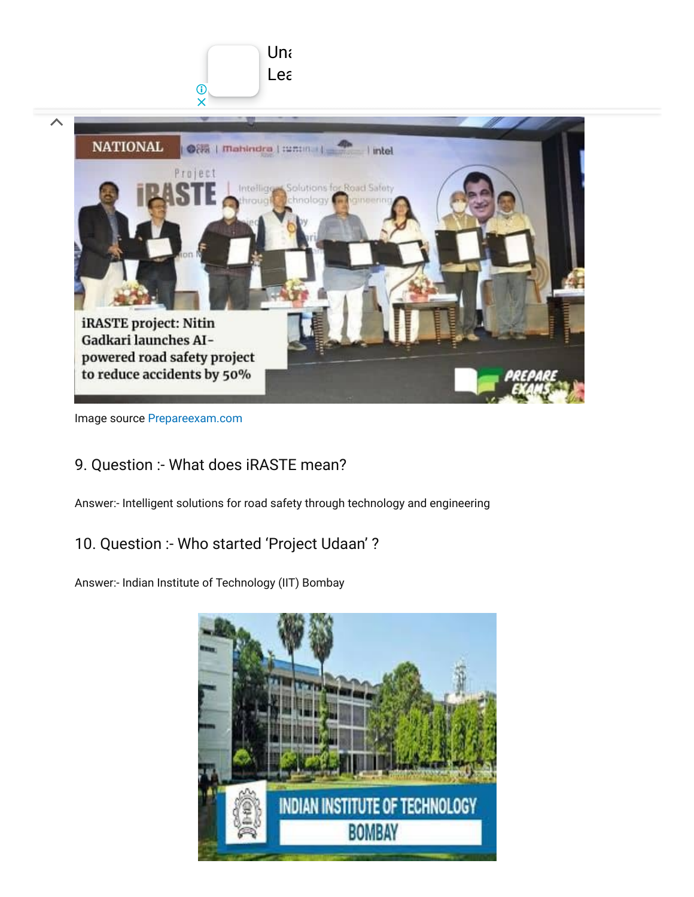Image source Prepareexam.com

9. Question :- What does iRASTE mean?

Answer:- Intelligent solutions for road safety through technology and engineering

10. Question :- Who started 'Project Udaan' ?

Answer:- Indian Institute of Technology (IIT) Bombay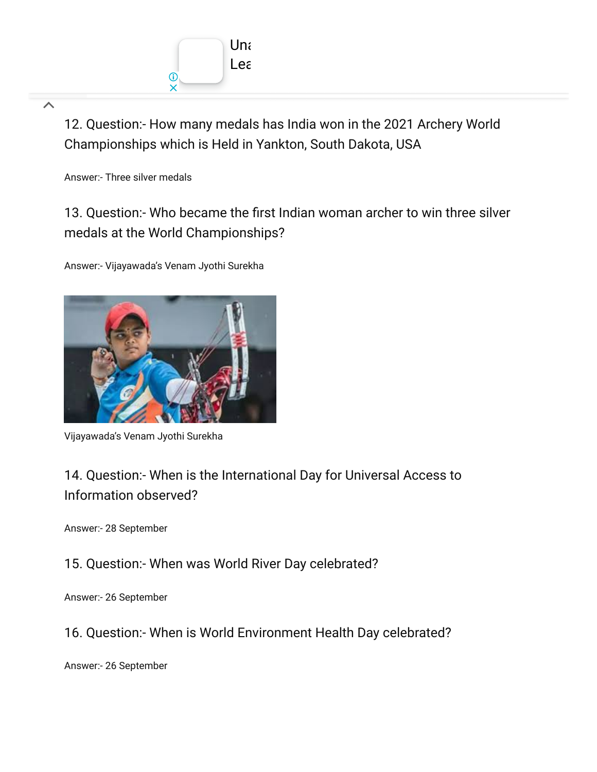12. Question:- How many medals has India won in the 2021 Archery World Championships which is Held in Yankton, South Dakota, USA

Answer:- Three silver medals

13. Question:- Who became the first Indian woman archer to win three silver medals at the World Championships?

Answer:- Vijayawada's Venam Jyothi Surekha

Vijayawada's Venam Jyothi Surekha

14. Question:- When is the International Day for Universal Access to Information observed?

Answer:- 28 September

15. Question:- When was World River Day celebrated?

Answer:- 26 September

16. Question:- When is World Environment Health Day celebrated?

Answer:- 26 September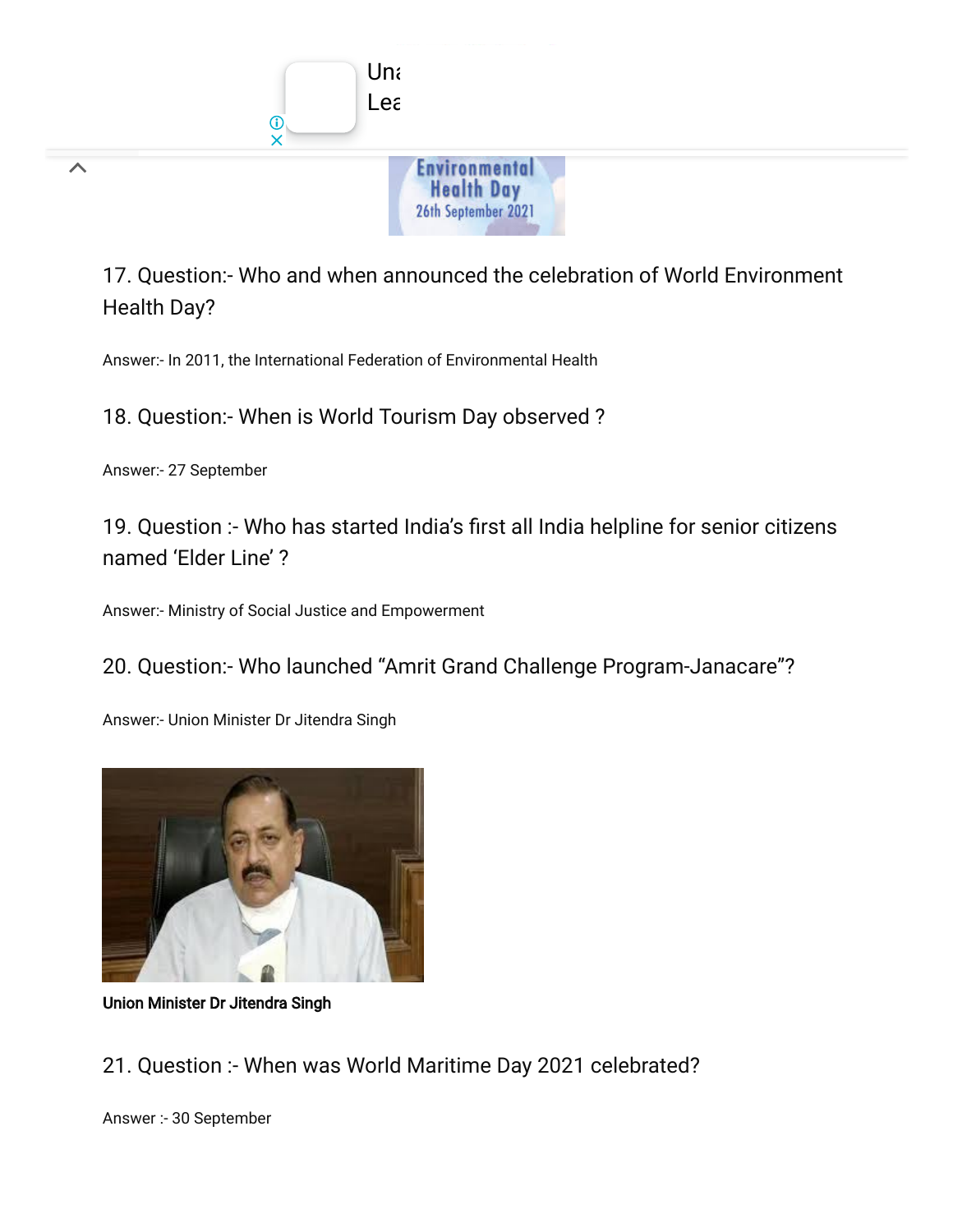17. Question:- Who and when announced the celebration of World Environment Health Day?

Answer:- In 2011, the International Federation of Environmental Health

18. Question:- When is World Tourism Day observed ?

Answer:- 27 September

19. Question :- Who has started India's first all India helpline for senior citizens named 'Elder Line' ?

Answer:- Ministry of Social Justice and Empowerment

20. Question:- Who launched "Amrit Grand Challenge Program-Janacare"?

Answer:- Union Minister Dr Jitendra Singh

**Union Minister Dr Jitendra Singh**

21. Question :- When was World Maritime Day 2021 celebrated?

Answer :- 30 September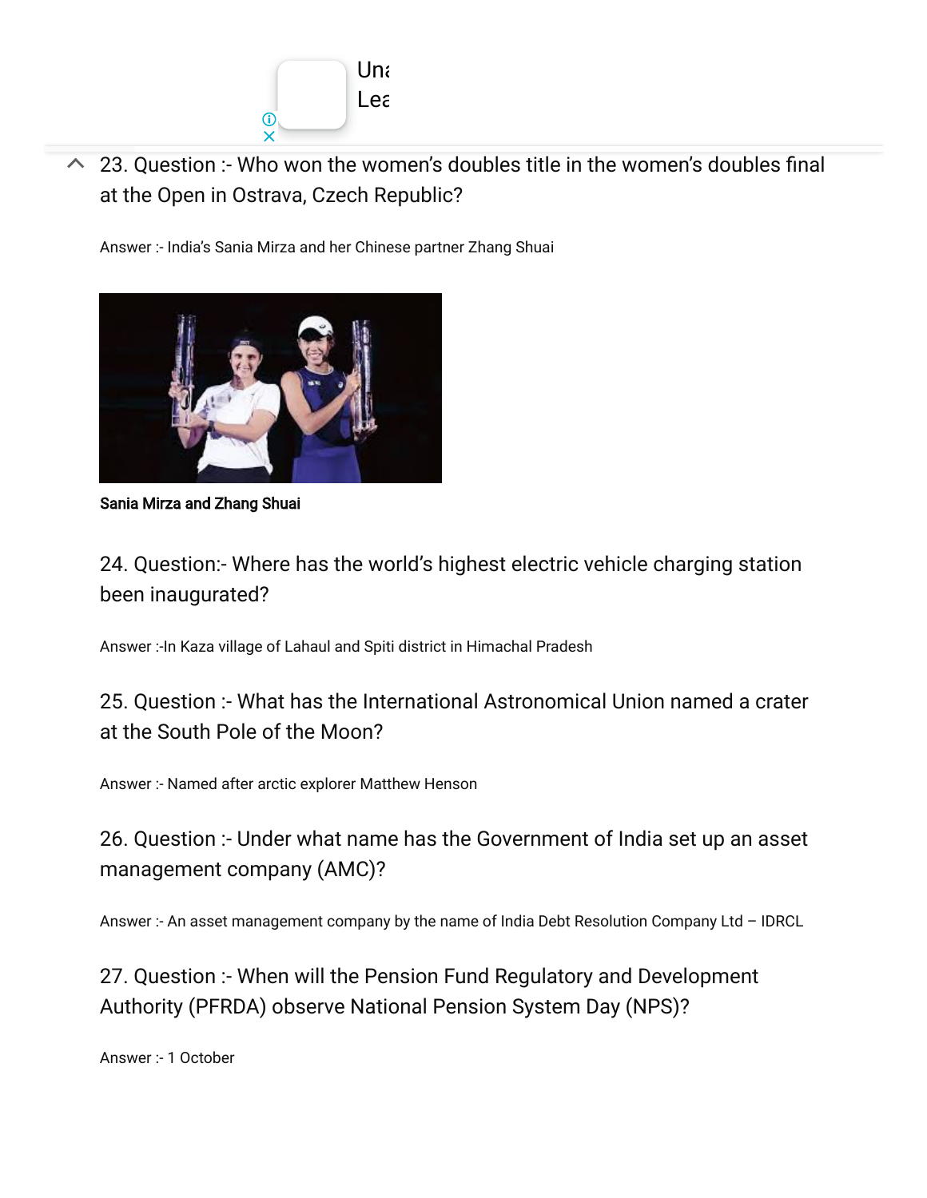23. Question :- Who won the women's doubles title in the women's doubles final at the Open in Ostrava, Czech Republic?

Answer :- India's Sania Mirza and her Chinese partner Zhang Shuai

**Sania Mirza and Zhang Shuai**

24. Question:- Where has the world's highest electric vehicle charging station been inaugurated?

Answer :-In Kaza village of Lahaul and Spiti district in Himachal Pradesh

25. Question :- What has the International Astronomical Union named a crater at the South Pole of the Moon?

Answer :- Named after arctic explorer Matthew Henson

26. Question :- Under what name has the Government of India set up an asset management company (AMC)?

Answer :- An asset management company by the name of India Debt Resolution Company Ltd – IDRCL

27. Question :- When will the Pension Fund Regulatory and Development Authority (PFRDA) observe National Pension System Day (NPS)?

Answer :- 1 October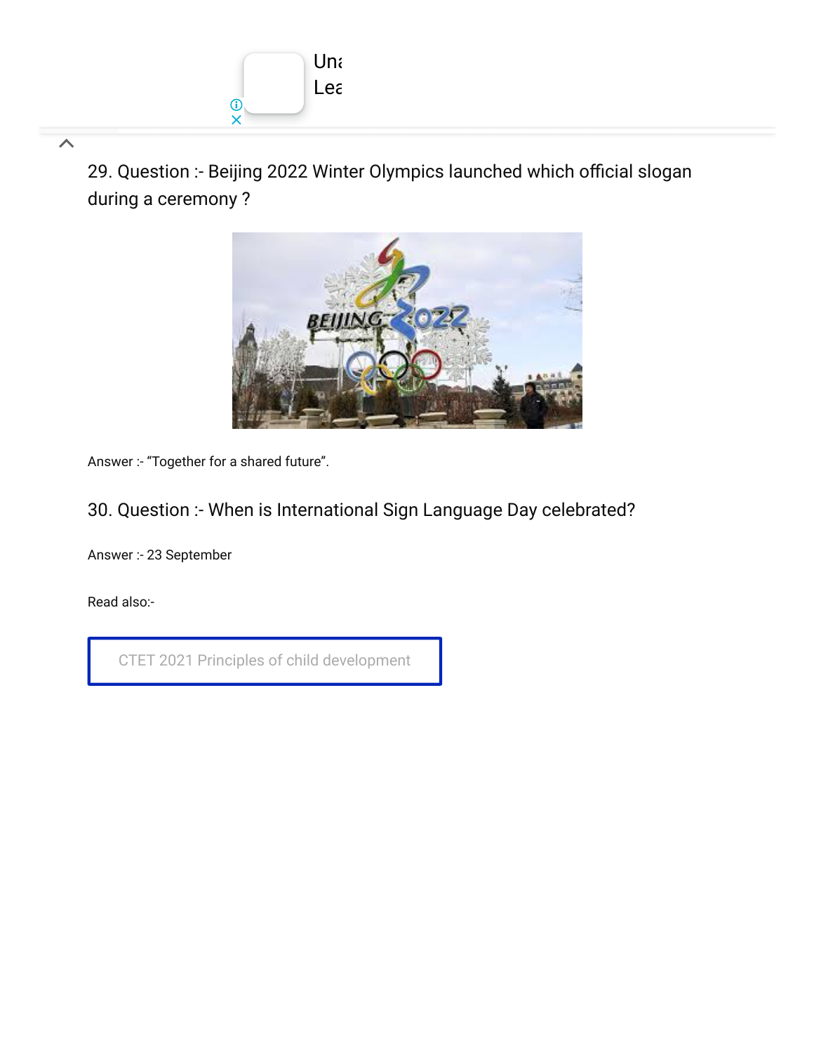29. Question :- Beijing 2022 Winter Olympics launched which official slogan during a ceremony ?

Answer :- “Together for a shared future”.

30. Question :- When is International Sign Language Day celebrated?

Answer :- 23 September

Read also:-

CTET 2021 Principles of child development